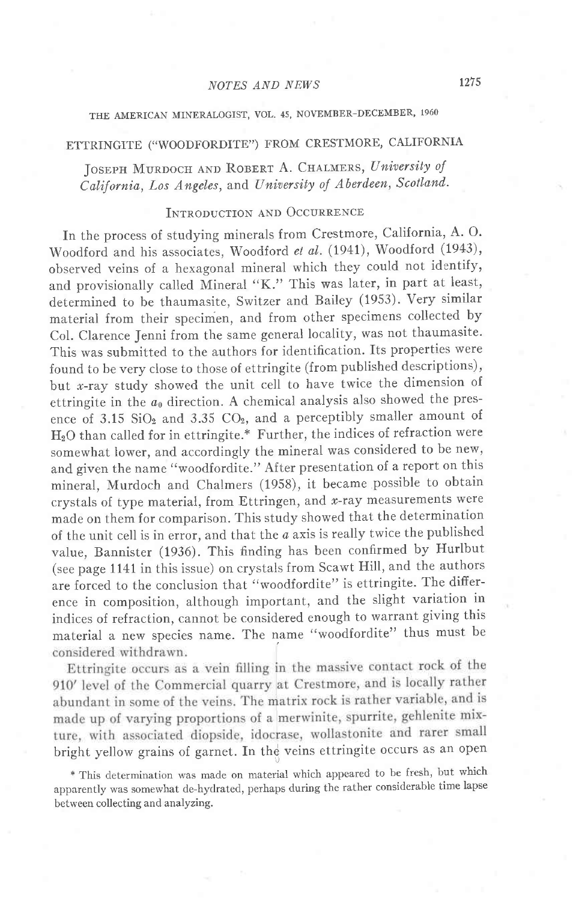# ETTRINGITE ("WOODFORDITE") FROM CRESTMORE, CALIFORNIA

JOSEPH MURDOCH AND ROBERT A. CHALMERS, *University of California, Los Angeles*, and *University of Aberdeen, Scotland*.

## INTRODUCTION AND OCCURRENCE

In the process of studying minerals from Crestmore, California, A. O. Woodford and his associates, Woodford *et al.* (1941), Woodford (1943), observed veins of a hexagonal mineral which they could not identify, and provisionally called Mineral "K." This was later, in part at least, determined to be thaumasite, Switzer and Bailey (1953). Very similar material from their specimen, and from other specimens collected by Col. Clarence Jenni from the same general locality, was not thaumasite. This was submitted to the authors for identification. Its properties were found to be very close to those of ettringite (from published descriptions), but *x*-ray study showed the unit cell to have twice the dimension of ettringite in the $a_0$ direction. A chemical analysis also showed the presence of 3.15 $SiO_2$ and 3.35 $CO_2$, and a perceptibly smaller amount of $H_2O$ than called for in ettringite.* Further, the indices of refraction were somewhat lower, and accordingly the mineral was considered to be new, and given the name "woodfordite." After presentation of a report on this mineral, Murdoch and Chalmers (1958), it became possible to obtain crystals of type material, from Ettringen, and *x*-ray measurements were made on them for comparison. This study showed that the determination of the unit cell is in error, and that the *a* axis is really twice the published value, Bannister (1936). This finding has been confirmed by Hurlbut (see page 1141 in this issue) on crystals from Scawt Hill, and the authors are forced to the conclusion that "woodfordite" is ettringite. The difference in composition, although important, and the slight variation in indices of refraction, cannot be considered enough to warrant giving this material a new species name. The name "woodfordite" thus must be considered withdrawn.

Ettringite occurs as a vein filling in the massive contact rock of the 910′ level of the Commercial quarry at Crestmore, and is locally rather abundant in some of the veins. The matrix rock is rather variable, and is made up of varying proportions of a merwinite, spurrite, gehlenite mixture, with associated diopside, idocrase, wollastonite and rarer small bright yellow grains of garnet. In the veins ettringite occurs as an open

\* This determination was made on material which appeared to be fresh, but which apparently was somewhat de-hydrated, perhaps during the rather considerable time lapse between collecting and analyzing.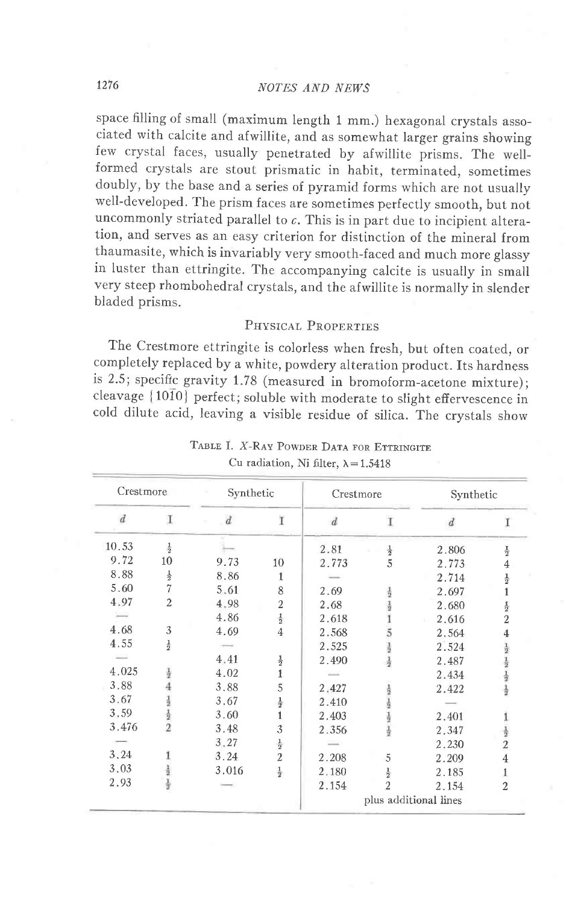space filling of small (maximum length 1 mm.) hexagonal crystals associated with calcite and afwillite, and as somewhat larger grains showing few crystal faces, usually penetrated by afwillite prisms. The well-formed crystals are stout prismatic in habit, terminated, sometimes doubly, by the base and a series of pyramid forms which are not usually well-developed. The prism faces are sometimes perfectly smooth, but not uncommonly striated parallel to *c*. This is in part due to incipient alteration, and serves as an easy criterion for distinction of the mineral from thaumasite, which is invariably very smooth-faced and much more glassy in luster than ettringite. The accompanying calcite is usually in small very steep rhombohedral crystals, and the afwillite is normally in slender bladed prisms.

## Physical Properties

The Crestmore ettringite is colorless when fresh, but often coated, or completely replaced by a white, powdery alteration product. Its hardness is 2.5; specific gravity 1.78 (measured in bromoform-acetone mixture); cleavage {10$\bar{1}$0} perfect; soluble with moderate to slight effervescence in cold dilute acid, leaving a visible residue of silica. The crystals show

Table I. *X*-Ray Powder Data for Ettringite
Cu radiation, Ni filter, $\lambda = 1.5418$

| Crestmore | | Synthetic | | Crestmore | | Synthetic | |
|---|---|---|---|---|---|---|---|
| *d* | I | *d* | I | *d* | I | *d* | I |
| 10.53 | ½ | — | | 2.81 | ½ | 2.806 | ½ |
| 9.72 | 10 | 9.73 | 10 | 2.773 | 5 | 2.773 | 4 |
| 8.88 | ½ | 8.86 | 1 | — | | 2.714 | ½ |
| 5.60 | 7 | 5.61 | 8 | 2.69 | ½ | 2.697 | 1 |
| 4.97 | 2 | 4.98 | 2 | 2.68 | ½ | 2.680 | ½ |
| — | | 4.86 | ½ | 2.618 | 1 | 2.616 | 2 |
| 4.68 | 3 | 4.69 | 4 | 2.568 | 5 | 2.564 | 4 |
| 4.55 | ½ | — | | 2.525 | ½ | 2.524 | ½ |
| — | | 4.41 | ½ | 2.490 | ½ | 2.487 | ½ |
| 4.025 | ½ | 4.02 | 1 | — | | 2.434 | ½ |
| 3.88 | 4 | 3.88 | 5 | 2.427 | ½ | 2.422 | ½ |
| 3.67 | ½ | 3.67 | ½ | 2.410 | ½ | — | |
| 3.59 | ½ | 3.60 | 1 | 2.403 | ½ | 2.401 | 1 |
| 3.476 | 2 | 3.48 | 3 | 2.356 | ½ | 2.347 | ½ |
| — | | 3.27 | ½ | — | | 2.230 | 2 |
| 3.24 | 1 | 3.24 | 2 | 2.208 | 5 | 2.209 | 4 |
| 3.03 | ½ | 3.016 | ½ | 2.180 | ½ | 2.185 | 1 |
| 2.93 | ½ | — | | 2.154 | 2 | 2.154 | 2 |
| | | | | plus additional lines | | | |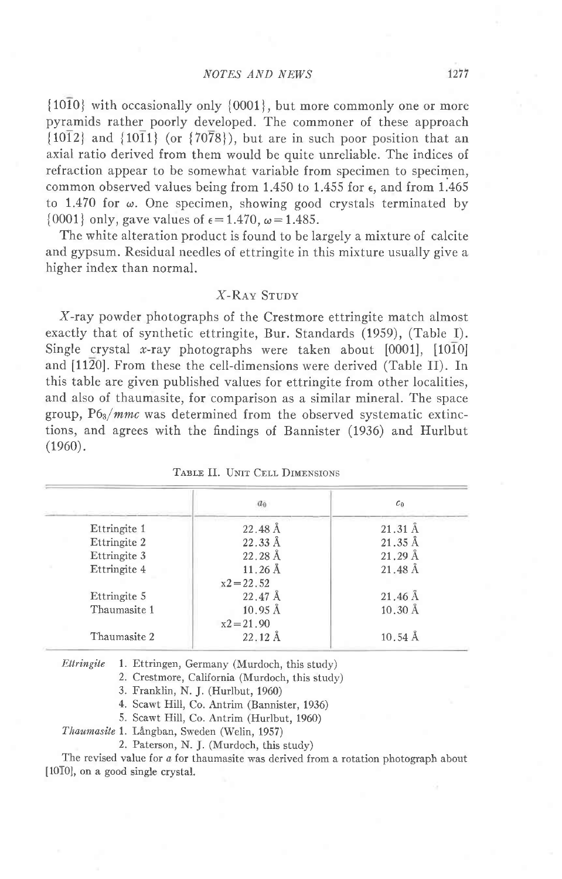{10$\bar{1}$0} with occasionally only {0001}, but more commonly one or more pyramids rather poorly developed. The commoner of these approach {10$\bar{1}$2} and {10$\bar{1}$1} (or {70$\bar{7}$8}), but are in such poor position that an axial ratio derived from them would be quite unreliable. The indices of refraction appear to be somewhat variable from specimen to specimen, common observed values being from 1.450 to 1.455 for $\epsilon$, and from 1.465 to 1.470 for $\omega$. One specimen, showing good crystals terminated by {0001} only, gave values of $\epsilon = 1.470$, $\omega = 1.485$.

The white alteration product is found to be largely a mixture of calcite and gypsum. Residual needles of ettringite in this mixture usually give a higher index than normal.

## X-Ray Study

X-ray powder photographs of the Crestmore ettringite match almost exactly that of synthetic ettringite, Bur. Standards (1959), (Table I). Single crystal x-ray photographs were taken about [0001], [10$\bar{1}$0] and [11$\bar{2}$0]. From these the cell-dimensions were derived (Table II). In this table are given published values for ettringite from other localities, and also of thaumasite, for comparison as a similar mineral. The space group, $P6_3/mmc$ was determined from the observed systematic extinctions, and agrees with the findings of Bannister (1936) and Hurlbut (1960).

Table II. Unit Cell Dimensions

| | $a_0$ | $c_0$ |
|---|---|---|
| Ettringite 1 | 22.48 Å | 21.31 Å |
| Ettringite 2 | 22.33 Å | 21.35 Å |
| Ettringite 3 | 22.28 Å | 21.29 Å |
| Ettringite 4 | 11.26 Å<br>x2=22.52 | 21.48 Å |
| Ettringite 5 | 22.47 Å | 21.46 Å |
| Thaumasite 1 | 10.95 Å<br>x2=21.90 | 10.30 Å |
| Thaumasite 2 | 22.12 Å | 10.54 Å |

*Ettringite* 1. Ettringen, Germany (Murdoch, this study)
2. Crestmore, California (Murdoch, this study)
3. Franklin, N. J. (Hurlbut, 1960)
4. Scawt Hill, Co. Antrim (Bannister, 1936)
5. Scawt Hill, Co. Antrim (Hurlbut, 1960)

*Thaumasite* 1. Långban, Sweden (Welin, 1957)
2. Paterson, N. J. (Murdoch, this study)

The revised value for $a$ for thaumasite was derived from a rotation photograph about [10$\bar{1}$0], on a good single crystal.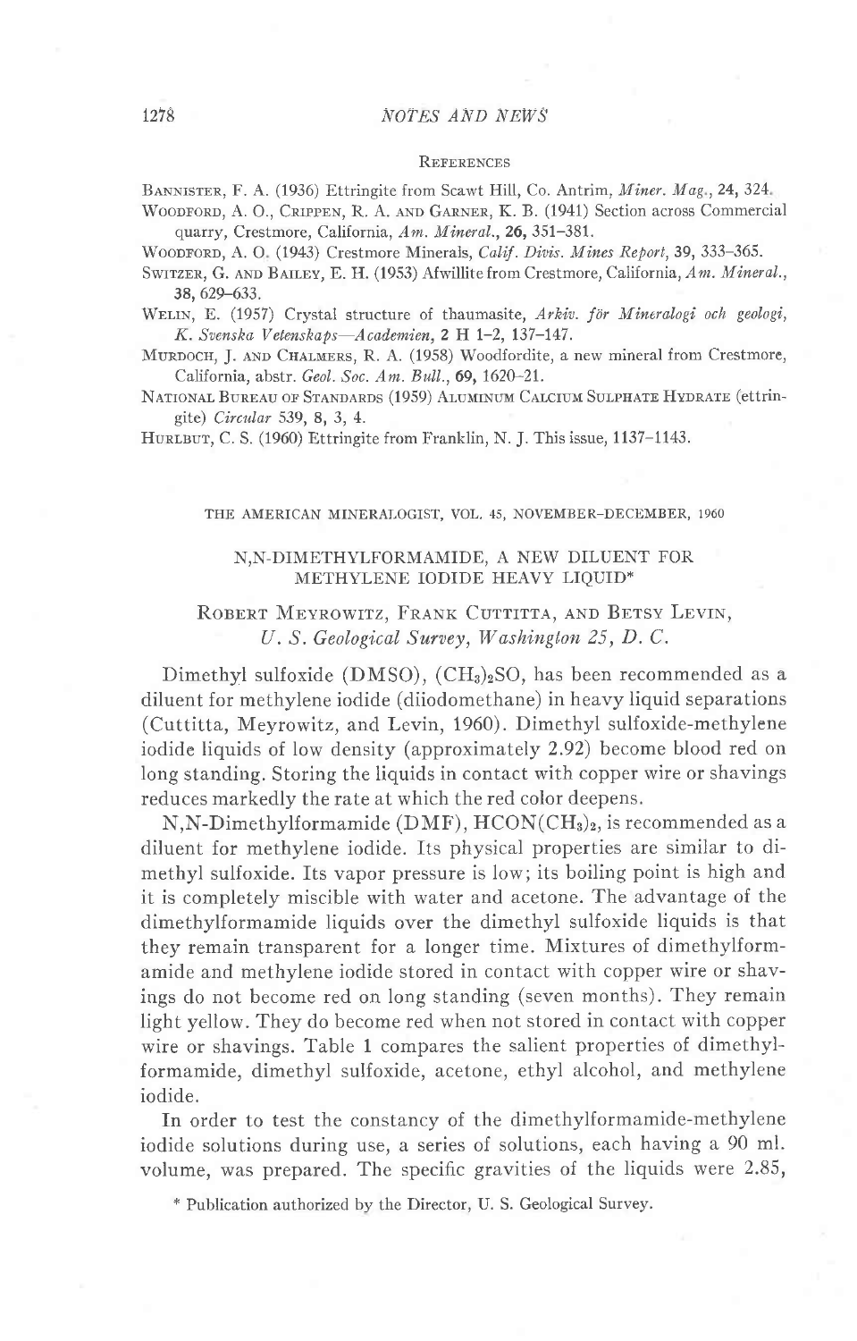## References

Bannister, F. A. (1936) Ettringite from Scawt Hill, Co. Antrim, *Miner. Mag.*, **24**, 324.

Woodford, A. O., Crippen, R. A. and Garner, K. B. (1941) Section across Commercial quarry, Crestmore, California, *Am. Mineral.*, **26**, 351–381.

Woodford, A. O. (1943) Crestmore Minerals, *Calif. Divis. Mines Report*, **39**, 333–365.

Switzer, G. and Bailey, E. H. (1953) Afwillite from Crestmore, California, *Am. Mineral.*, **38**, 629–633.

Welin, E. (1957) Crystal structure of thaumasite, *Arkiv. för Mineralogi och geologi, K. Svenska Vetenskaps—Academien*, **2** H 1–2, 137–147.

Murdoch, J. and Chalmers, R. A. (1958) Woodfordite, a new mineral from Crestmore, California, abstr. *Geol. Soc. Am. Bull.*, **69**, 1620–21.

National Bureau of Standards (1959) Aluminum Calcium Sulphate Hydrate (ettringite) *Circular* 539, **8**, 3, 4.

Hurlbut, C. S. (1960) Ettringite from Franklin, N. J. This issue, 1137–1143.

THE AMERICAN MINERALOGIST, VOL. 45, NOVEMBER–DECEMBER, 1960

# N,N-DIMETHYLFORMAMIDE, A NEW DILUENT FOR METHYLENE IODIDE HEAVY LIQUID*

Robert Meyrowitz, Frank Cuttitta, and Betsy Levin,
*U. S. Geological Survey, Washington 25, D. C.*

Dimethyl sulfoxide (DMSO), $(CH_3)_2SO$, has been recommended as a diluent for methylene iodide (diiodomethane) in heavy liquid separations (Cuttitta, Meyrowitz, and Levin, 1960). Dimethyl sulfoxide-methylene iodide liquids of low density (approximately 2.92) become blood red on long standing. Storing the liquids in contact with copper wire or shavings reduces markedly the rate at which the red color deepens.

N,N-Dimethylformamide (DMF), $HCON(CH_3)_2$, is recommended as a diluent for methylene iodide. Its physical properties are similar to dimethyl sulfoxide. Its vapor pressure is low; its boiling point is high and it is completely miscible with water and acetone. The advantage of the dimethylformamide liquids over the dimethyl sulfoxide liquids is that they remain transparent for a longer time. Mixtures of dimethylformamide and methylene iodide stored in contact with copper wire or shavings do not become red on long standing (seven months). They remain light yellow. They do become red when not stored in contact with copper wire or shavings. Table 1 compares the salient properties of dimethylformamide, dimethyl sulfoxide, acetone, ethyl alcohol, and methylene iodide.

In order to test the constancy of the dimethylformamide-methylene iodide solutions during use, a series of solutions, each having a 90 ml. volume, was prepared. The specific gravities of the liquids were 2.85,

\* Publication authorized by the Director, U. S. Geological Survey.